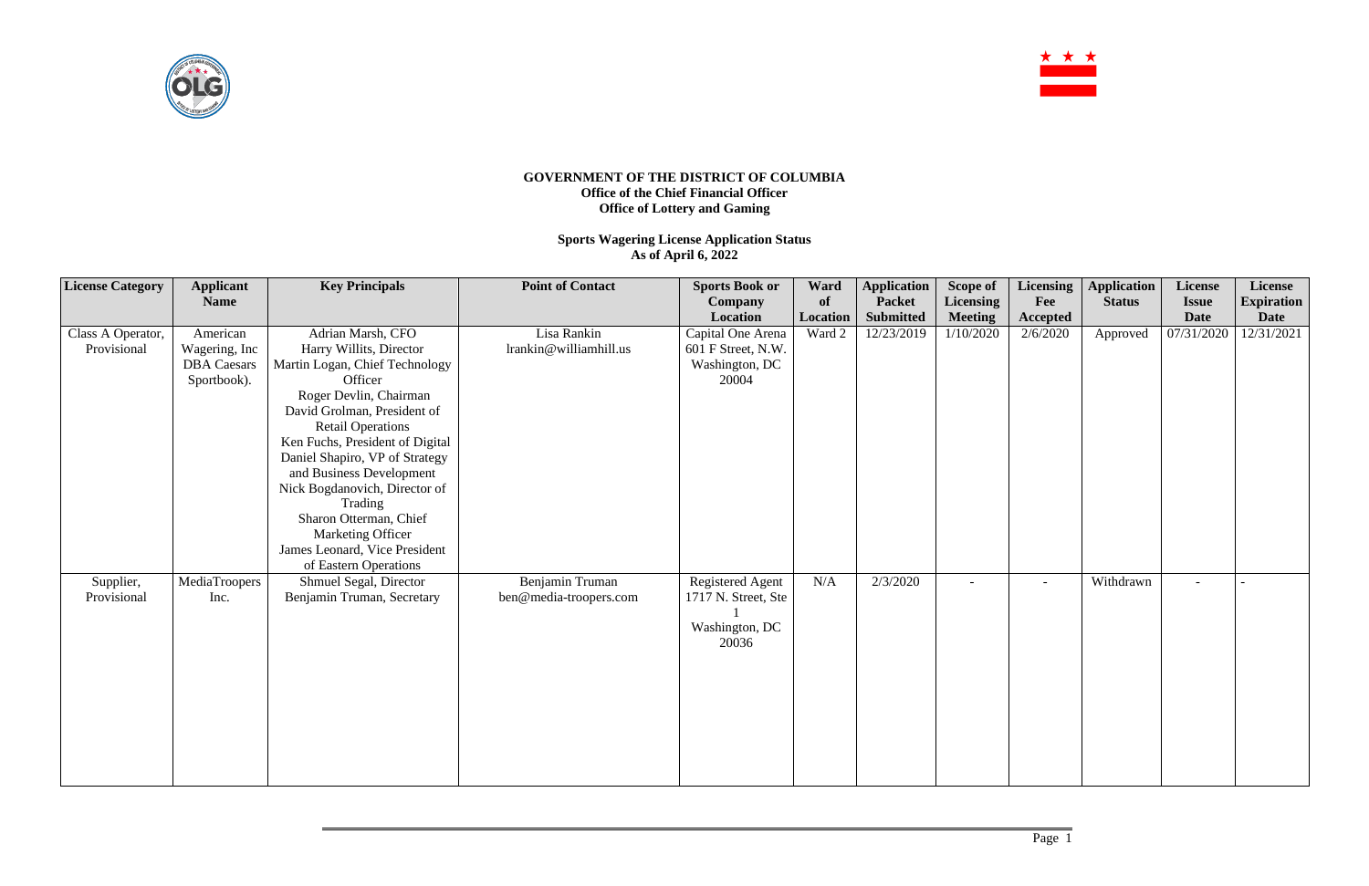**GOVERNMENT OF THE DISTRICT OF COLUMBIA**
**Office of the Chief Financial Officer**
**Office of Lottery and Gaming**

**Sports Wagering License Application Status**
**As of April 6, 2022**

| License Category | Applicant Name | Key Principals | Point of Contact | Sports Book or Company Location | Ward of Location | Application Packet Submitted | Scope of Licensing Meeting | Licensing Fee Accepted | Application Status | License Issue Date | License Expiration Date |
|---|---|---|---|---|---|---|---|---|---|---|---|
| Class A Operator, Provisional | American Wagering, Inc DBA Caesars Sportbook). | Adrian Marsh, CFO<br>Harry Willits, Director<br>Martin Logan, Chief Technology Officer<br>Roger Devlin, Chairman<br>David Grolman, President of Retail Operations<br>Ken Fuchs, President of Digital<br>Daniel Shapiro, VP of Strategy and Business Development<br>Nick Bogdanovich, Director of Trading<br>Sharon Otterman, Chief Marketing Officer<br>James Leonard, Vice President of Eastern Operations | Lisa Rankin<br>lrankin@williamhill.us | Capital One Arena<br>601 F Street, N.W.<br>Washington, DC 20004 | Ward 2 | 12/23/2019 | 1/10/2020 | 2/6/2020 | Approved | 07/31/2020 | 12/31/2021 |
| Supplier, Provisional | MediaTroopers Inc. | Shmuel Segal, Director<br>Benjamin Truman, Secretary | Benjamin Truman<br>ben@media-troopers.com | Registered Agent<br>1717 N. Street, Ste 1<br>Washington, DC 20036 | N/A | 2/3/2020 | - | - | Withdrawn | - | - |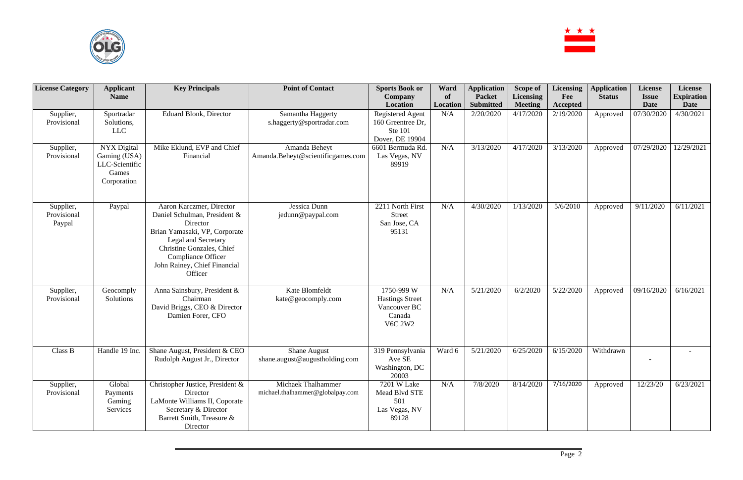| License Category | Applicant Name | Key Principals | Point of Contact | Sports Book or Company Location | Ward of Location | Application Packet Submitted | Scope of Licensing Meeting | Licensing Fee Accepted | Application Status | License Issue Date | License Expiration Date |
|---|---|---|---|---|---|---|---|---|---|---|---|
| Supplier, Provisional | Sportradar Solutions, LLC | Eduard Blonk, Director | Samantha Haggerty s.haggerty@sportradar.com | Registered Agent 160 Greentree Dr, Ste 101 Dover, DE 19904 | N/A | 2/20/2020 | 4/17/2020 | 2/19/2020 | Approved | 07/30/2020 | 4/30/2021 |
| Supplier, Provisional | NYX Digital Gaming (USA) LLC-Scientific Games Corporation | Mike Eklund, EVP and Chief Financial | Amanda Beheyt Amanda.Beheyt@scientificgames.com | 6601 Bermuda Rd. Las Vegas, NV 89919 | N/A | 3/13/2020 | 4/17/2020 | 3/13/2020 | Approved | 07/29/2020 | 12/29/2021 |
| Supplier, Provisional Paypal | Paypal | Aaron Karczmer, Director<br>Daniel Schulman, President & Director<br>Brian Yamasaki, VP, Corporate Legal and Secretary<br>Christine Gonzales, Chief Compliance Officer<br>John Rainey, Chief Financial Officer | Jessica Dunn jedunn@paypal.com | 2211 North First Street San Jose, CA 95131 | N/A | 4/30/2020 | 1/13/2020 | 5/6/2010 | Approved | 9/11/2020 | 6/11/2021 |
| Supplier, Provisional | Geocomply Solutions | Anna Sainsbury, President & Chairman<br>David Briggs, CEO & Director<br>Damien Forer, CFO | Kate Blomfeldt kate@geocomply.com | 1750-999 W Hastings Street Vancouver BC Canada V6C 2W2 | N/A | 5/21/2020 | 6/2/2020 | 5/22/2020 | Approved | 09/16/2020 | 6/16/2021 |
| Class B | Handle 19 Inc. | Shane August, President & CEO<br>Rudolph August Jr., Director | Shane August shane.august@augustholding.com | 319 Pennsylvania Ave SE Washington, DC 20003 | Ward 6 | 5/21/2020 | 6/25/2020 | 6/15/2020 | Withdrawn | - | - |
| Supplier, Provisional | Global Payments Gaming Services | Christopher Justice, President & Director<br>LaMonte Williams II, Coporate Secretary & Director<br>Barrett Smith, Treasure & Director | Michaek Thalhammer michael.thalhammer@globalpay.com | 7201 W Lake Mead Blvd STE 501 Las Vegas, NV 89128 | N/A | 7/8/2020 | 8/14/2020 | 7/16/2020 | Approved | 12/23/20 | 6/23/2021 |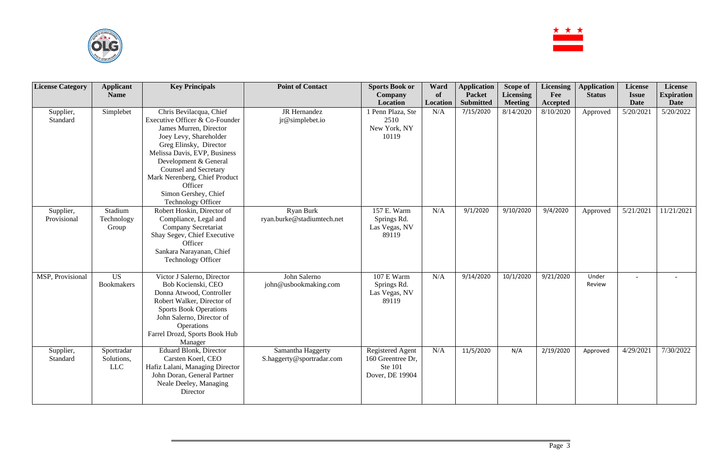| License Category | Applicant Name | Key Principals | Point of Contact | Sports Book or Company Location | Ward of Location | Application Packet Submitted | Scope of Licensing Meeting | Licensing Fee Accepted | Application Status | License Issue Date | License Expiration Date |
|---|---|---|---|---|---|---|---|---|---|---|---|
| Supplier, Standard | Simplebet | Chris Bevilacqua, Chief Executive Officer & Co-Founder<br>James Murren, Director<br>Joey Levy, Shareholder<br>Greg Elinsky, Director<br>Melissa Davis, EVP, Business Development & General Counsel and Secretary<br>Mark Nerenberg, Chief Product Officer<br>Simon Gershey, Chief Technology Officer | JR Hernandez<br>jr@simplebet.io | 1 Penn Plaza, Ste 2510<br>New York, NY 10119 | N/A | 7/15/2020 | 8/14/2020 | 8/10/2020 | Approved | 5/20/2021 | 5/20/2022 |
| Supplier, Provisional | Stadium Technology Group | Robert Hoskin, Director of Compliance, Legal and Company Secretariat<br>Shay Segev, Chief Executive Officer<br>Sankara Narayanan, Chief Technology Officer | Ryan Burk<br>ryan.burke@stadiumtech.net | 157 E. Warm Springs Rd.<br>Las Vegas, NV 89119 | N/A | 9/1/2020 | 9/10/2020 | 9/4/2020 | Approved | 5/21/2021 | 11/21/2021 |
| MSP, Provisional | US Bookmakers | Victor J Salerno, Director<br>Bob Kocienski, CEO<br>Donna Atwood, Controller<br>Robert Walker, Director of Sports Book Operations<br>John Salerno, Director of Operations<br>Farrel Drozd, Sports Book Hub Manager | John Salerno<br>john@usbookmaking.com | 107 E Warm Springs Rd.<br>Las Vegas, NV 89119 | N/A | 9/14/2020 | 10/1/2020 | 9/21/2020 | Under Review | - | - |
| Supplier, Standard | Sportradar Solutions, LLC | Eduard Blonk, Director<br>Carsten Koerl, CEO<br>Hafiz Lalani, Managing Director<br>John Doran, General Partner<br>Neale Deeley, Managing Director | Samantha Haggerty<br>S.haggerty@sportradar.com | Registered Agent<br>160 Greentree Dr, Ste 101<br>Dover, DE 19904 | N/A | 11/5/2020 | N/A | 2/19/2020 | Approved | 4/29/2021 | 7/30/2022 |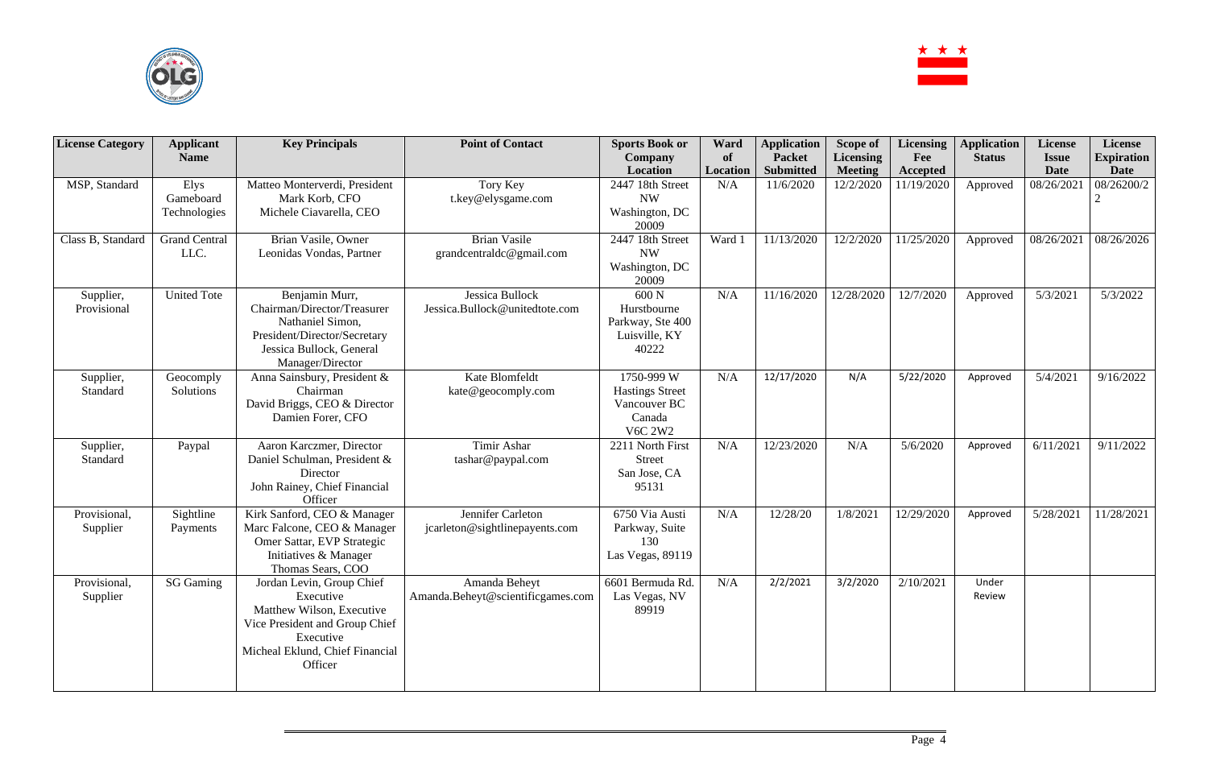| License Category | Applicant Name | Key Principals | Point of Contact | Sports Book or Company Location | Ward of Location | Application Packet Submitted | Scope of Licensing Meeting | Licensing Fee Accepted | Application Status | License Issue Date | License Expiration Date |
|---|---|---|---|---|---|---|---|---|---|---|---|
| MSP, Standard | Elys Gameboard Technologies | Matteo Monterverdi, President<br>Mark Korb, CFO<br>Michele Ciavarella, CEO | Tory Key<br>t.key@elysgame.com | 2447 18th Street NW Washington, DC 20009 | N/A | 11/6/2020 | 12/2/2020 | 11/19/2020 | Approved | 08/26/2021 | 08/26200/2 2 |
| Class B, Standard | Grand Central LLC. | Brian Vasile, Owner<br>Leonidas Vondas, Partner | Brian Vasile<br>grandcentraldc@gmail.com | 2447 18th Street NW Washington, DC 20009 | Ward 1 | 11/13/2020 | 12/2/2020 | 11/25/2020 | Approved | 08/26/2021 | 08/26/2026 |
| Supplier, Provisional | United Tote | Benjamin Murr, Chairman/Director/Treasurer<br>Nathaniel Simon, President/Director/Secretary<br>Jessica Bullock, General Manager/Director | Jessica Bullock<br>Jessica.Bullock@unitedtote.com | 600 N Hurstbourne Parkway, Ste 400 Luisville, KY 40222 | N/A | 11/16/2020 | 12/28/2020 | 12/7/2020 | Approved | 5/3/2021 | 5/3/2022 |
| Supplier, Standard | Geocomply Solutions | Anna Sainsbury, President & Chairman<br>David Briggs, CEO & Director<br>Damien Forer, CFO | Kate Blomfeldt<br>kate@geocomply.com | 1750-999 W Hastings Street Vancouver BC Canada V6C 2W2 | N/A | 12/17/2020 | N/A | 5/22/2020 | Approved | 5/4/2021 | 9/16/2022 |
| Supplier, Standard | Paypal | Aaron Karczmer, Director<br>Daniel Schulman, President & Director<br>John Rainey, Chief Financial Officer | Timir Ashar<br>tashar@paypal.com | 2211 North First Street San Jose, CA 95131 | N/A | 12/23/2020 | N/A | 5/6/2020 | Approved | 6/11/2021 | 9/11/2022 |
| Provisional, Supplier | Sightline Payments | Kirk Sanford, CEO & Manager<br>Marc Falcone, CEO & Manager<br>Omer Sattar, EVP Strategic Initiatives & Manager<br>Thomas Sears, COO | Jennifer Carleton<br>jcarleton@sightlinepayents.com | 6750 Via Austi Parkway, Suite 130 Las Vegas, 89119 | N/A | 12/28/20 | 1/8/2021 | 12/29/2020 | Approved | 5/28/2021 | 11/28/2021 |
| Provisional, Supplier | SG Gaming | Jordan Levin, Group Chief Executive<br>Matthew Wilson, Executive Vice President and Group Chief Executive<br>Micheal Eklund, Chief Financial Officer | Amanda Beheyt<br>Amanda.Beheyt@scientificgames.com | 6601 Bermuda Rd. Las Vegas, NV 89919 | N/A | 2/2/2021 | 3/2/2020 | 2/10/2021 | Under Review | | |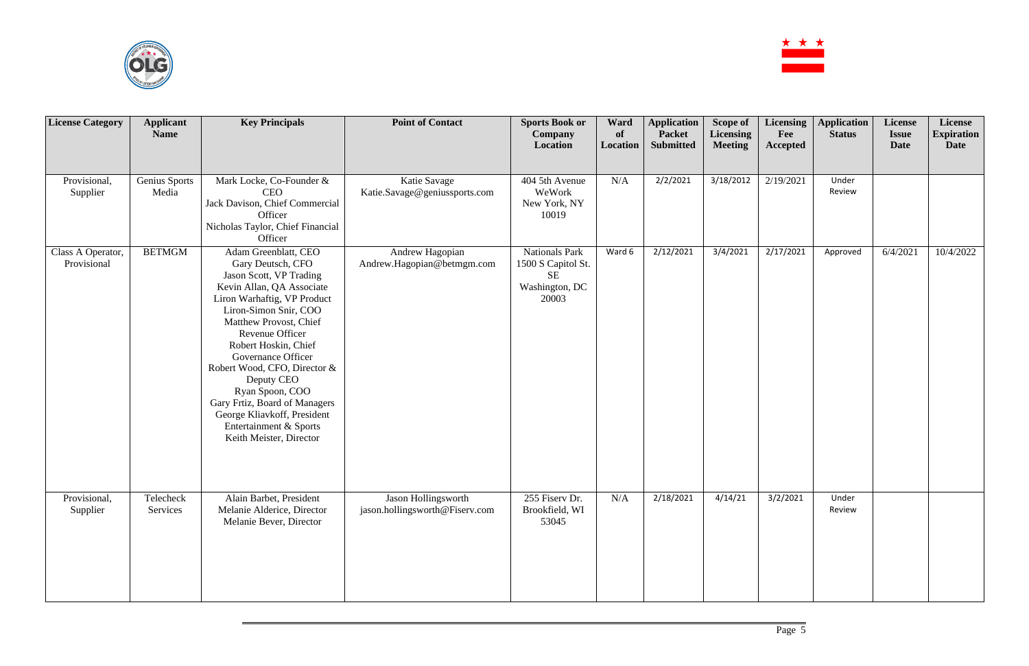| License Category | Applicant Name | Key Principals | Point of Contact | Sports Book or Company Location | Ward of Location | Application Packet Submitted | Scope of Licensing Meeting | Licensing Fee Accepted | Application Status | License Issue Date | License Expiration Date |
|---|---|---|---|---|---|---|---|---|---|---|---|
| Provisional, Supplier | Genius Sports Media | Mark Locke, Co-Founder & CEO<br>Jack Davison, Chief Commercial Officer<br>Nicholas Taylor, Chief Financial Officer | Katie Savage<br>Katie.Savage@geniussports.com | 404 5th Avenue WeWork New York, NY 10019 | N/A | 2/2/2021 | 3/18/2012 | 2/19/2021 | Under Review | | |
| Class A Operator, Provisional | BETMGM | Adam Greenblatt, CEO<br>Gary Deutsch, CFO<br>Jason Scott, VP Trading<br>Kevin Allan, QA Associate<br>Liron Warhaftig, VP Product<br>Liron-Simon Snir, COO<br>Matthew Provost, Chief Revenue Officer<br>Robert Hoskin, Chief Governance Officer<br>Robert Wood, CFO, Director & Deputy CEO<br>Ryan Spoon, COO<br>Gary Frtiz, Board of Managers<br>George Kliavkoff, President Entertainment & Sports<br>Keith Meister, Director | Andrew Hagopian<br>Andrew.Hagopian@betmgm.com | Nationals Park 1500 S Capitol St. SE Washington, DC 20003 | Ward 6 | 2/12/2021 | 3/4/2021 | 2/17/2021 | Approved | 6/4/2021 | 10/4/2022 |
| Provisional, Supplier | Telecheck Services | Alain Barbet, President<br>Melanie Alderice, Director<br>Melanie Bever, Director | Jason Hollingsworth<br>jason.hollingsworth@Fiserv.com | 255 Fiserv Dr. Brookfield, WI 53045 | N/A | 2/18/2021 | 4/14/21 | 3/2/2021 | Under Review | | |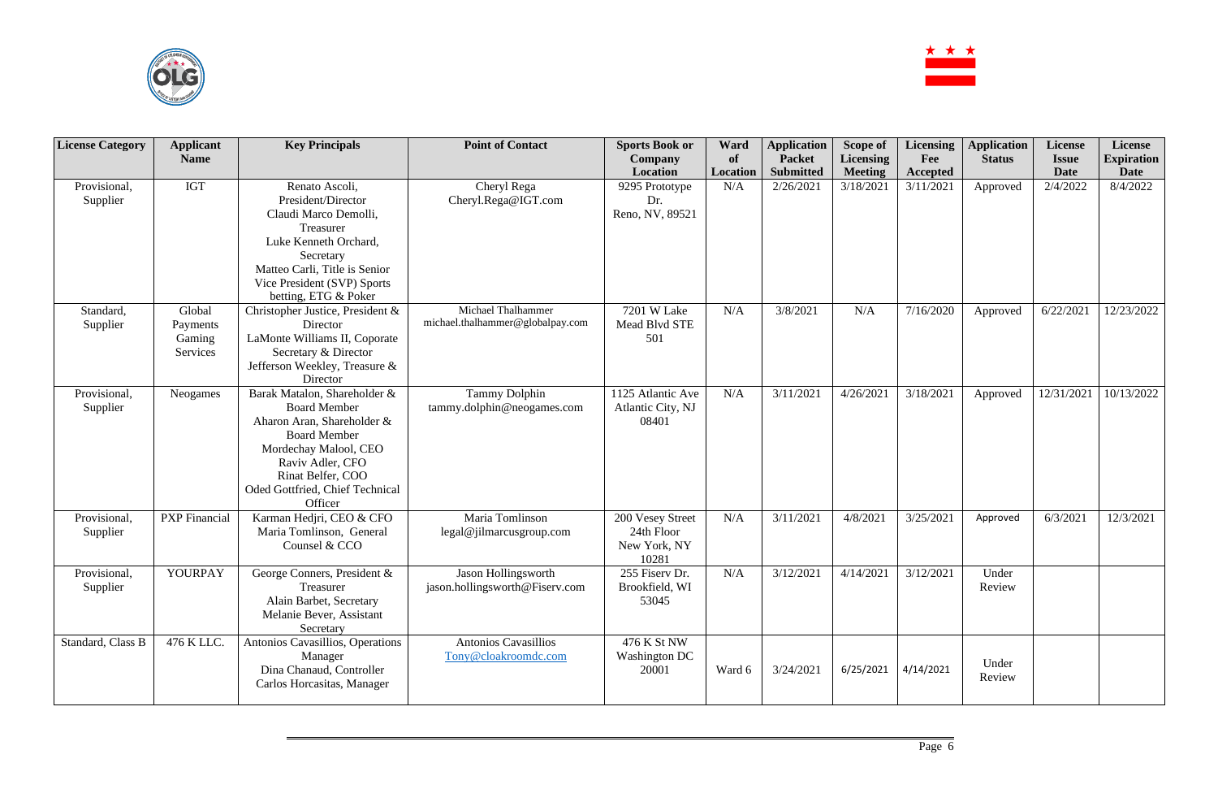| License Category | Applicant Name | Key Principals | Point of Contact | Sports Book or Company Location | Ward of Location | Application Packet Submitted | Scope of Licensing Meeting | Licensing Fee Accepted | Application Status | License Issue Date | License Expiration Date |
|---|---|---|---|---|---|---|---|---|---|---|---|
| Provisional, Supplier | IGT | Renato Ascoli, President/Director<br>Claudi Marco Demolli, Treasurer<br>Luke Kenneth Orchard, Secretary<br>Matteo Carli, Title is Senior Vice President (SVP) Sports betting, ETG & Poker | Cheryl Rega<br>Cheryl.Rega@IGT.com | 9295 Prototype Dr.<br>Reno, NV, 89521 | N/A | 2/26/2021 | 3/18/2021 | 3/11/2021 | Approved | 2/4/2022 | 8/4/2022 |
| Standard, Supplier | Global Payments Gaming Services | Christopher Justice, President & Director<br>LaMonte Williams II, Coporate Secretary & Director<br>Jefferson Weekley, Treasure & Director | Michael Thalhammer<br>michael.thalhammer@globalpay.com | 7201 W Lake Mead Blvd STE 501 | N/A | 3/8/2021 | N/A | 7/16/2020 | Approved | 6/22/2021 | 12/23/2022 |
| Provisional, Supplier | Neogames | Barak Matalon, Shareholder & Board Member<br>Aharon Aran, Shareholder & Board Member<br>Mordechay Malool, CEO<br>Raviv Adler, CFO<br>Rinat Belfer, COO<br>Oded Gottfried, Chief Technical Officer | Tammy Dolphin<br>tammy.dolphin@neogames.com | 1125 Atlantic Ave<br>Atlantic City, NJ 08401 | N/A | 3/11/2021 | 4/26/2021 | 3/18/2021 | Approved | 12/31/2021 | 10/13/2022 |
| Provisional, Supplier | PXP Financial | Karman Hedjri, CEO & CFO<br>Maria Tomlinson, General Counsel & CCO | Maria Tomlinson<br>legal@jilmarcusgroup.com | 200 Vesey Street 24th Floor<br>New York, NY 10281 | N/A | 3/11/2021 | 4/8/2021 | 3/25/2021 | Approved | 6/3/2021 | 12/3/2021 |
| Provisional, Supplier | YOURPAY | George Conners, President & Treasurer<br>Alain Barbet, Secretary<br>Melanie Bever, Assistant Secretary | Jason Hollingsworth<br>jason.hollingsworth@Fiserv.com | 255 Fiserv Dr.<br>Brookfield, WI 53045 | N/A | 3/12/2021 | 4/14/2021 | 3/12/2021 | Under Review | | |
| Standard, Class B | 476 K LLC. | Antonios Cavasillios, Operations Manager<br>Dina Chanaud, Controller<br>Carlos Horcasitas, Manager | Antonios Cavasillios<br>Tony@cloakroomdc.com | 476 K St NW<br>Washington DC 20001 | Ward 6 | 3/24/2021 | 6/25/2021 | 4/14/2021 | Under Review | | |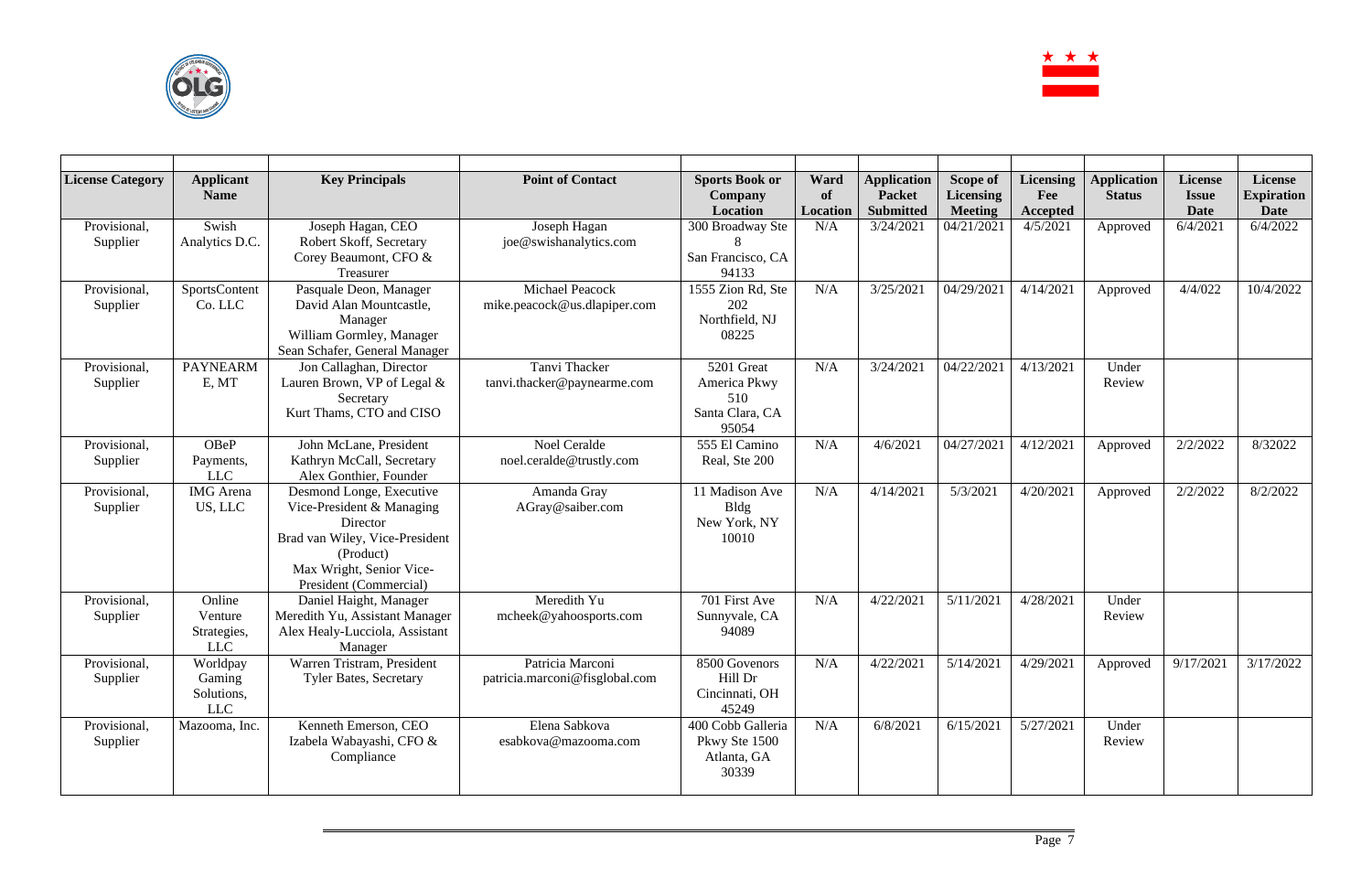| License Category | Applicant Name | Key Principals | Point of Contact | Sports Book or Company Location | Ward of Location | Application Packet Submitted | Scope of Licensing Meeting | Licensing Fee Accepted | Application Status | License Issue Date | License Expiration Date |
|---|---|---|---|---|---|---|---|---|---|---|---|
| Provisional, Supplier | Swish Analytics D.C. | Joseph Hagan, CEO<br>Robert Skoff, Secretary<br>Corey Beaumont, CFO & Treasurer | Joseph Hagan<br>joe@swishanalytics.com | 300 Broadway Ste 8<br>San Francisco, CA 94133 | N/A | 3/24/2021 | 04/21/2021 | 4/5/2021 | Approved | 6/4/2021 | 6/4/2022 |
| Provisional, Supplier | SportsContent Co. LLC | Pasquale Deon, Manager<br>David Alan Mountcastle, Manager<br>William Gormley, Manager<br>Sean Schafer, General Manager | Michael Peacock<br>mike.peacock@us.dlapiper.com | 1555 Zion Rd, Ste 202<br>Northfield, NJ 08225 | N/A | 3/25/2021 | 04/29/2021 | 4/14/2021 | Approved | 4/4/022 | 10/4/2022 |
| Provisional, Supplier | PAYNEARME, MT | Jon Callaghan, Director<br>Lauren Brown, VP of Legal & Secretary<br>Kurt Thams, CTO and CISO | Tanvi Thacker<br>tanvi.thacker@paynearme.com | 5201 Great America Pkwy 510<br>Santa Clara, CA 95054 | N/A | 3/24/2021 | 04/22/2021 | 4/13/2021 | Under Review | | |
| Provisional, Supplier | OBeP Payments, LLC | John McLane, President<br>Kathryn McCall, Secretary<br>Alex Gonthier, Founder | Noel Ceralde<br>noel.ceralde@trustly.com | 555 El Camino Real, Ste 200 | N/A | 4/6/2021 | 04/27/2021 | 4/12/2021 | Approved | 2/2/2022 | 8/32022 |
| Provisional, Supplier | IMG Arena US, LLC | Desmond Longe, Executive Vice-President & Managing Director<br>Brad van Wiley, Vice-President (Product)<br>Max Wright, Senior Vice-President (Commercial) | Amanda Gray<br>AGray@saiber.com | 11 Madison Ave Bldg<br>New York, NY 10010 | N/A | 4/14/2021 | 5/3/2021 | 4/20/2021 | Approved | 2/2/2022 | 8/2/2022 |
| Provisional, Supplier | Online Venture Strategies, LLC | Daniel Haight, Manager<br>Meredith Yu, Assistant Manager<br>Alex Healy-Lucciola, Assistant Manager | Meredith Yu<br>mcheek@yahoosports.com | 701 First Ave<br>Sunnyvale, CA 94089 | N/A | 4/22/2021 | 5/11/2021 | 4/28/2021 | Under Review | | |
| Provisional, Supplier | Worldpay Gaming Solutions, LLC | Warren Tristram, President<br>Tyler Bates, Secretary | Patricia Marconi<br>patricia.marconi@fisglobal.com | 8500 Govenors Hill Dr<br>Cincinnati, OH 45249 | N/A | 4/22/2021 | 5/14/2021 | 4/29/2021 | Approved | 9/17/2021 | 3/17/2022 |
| Provisional, Supplier | Mazooma, Inc. | Kenneth Emerson, CEO<br>Izabela Wabayashi, CFO & Compliance | Elena Sabkova<br>esabkova@mazooma.com | 400 Cobb Galleria Pkwy Ste 1500<br>Atlanta, GA 30339 | N/A | 6/8/2021 | 6/15/2021 | 5/27/2021 | Under Review | | |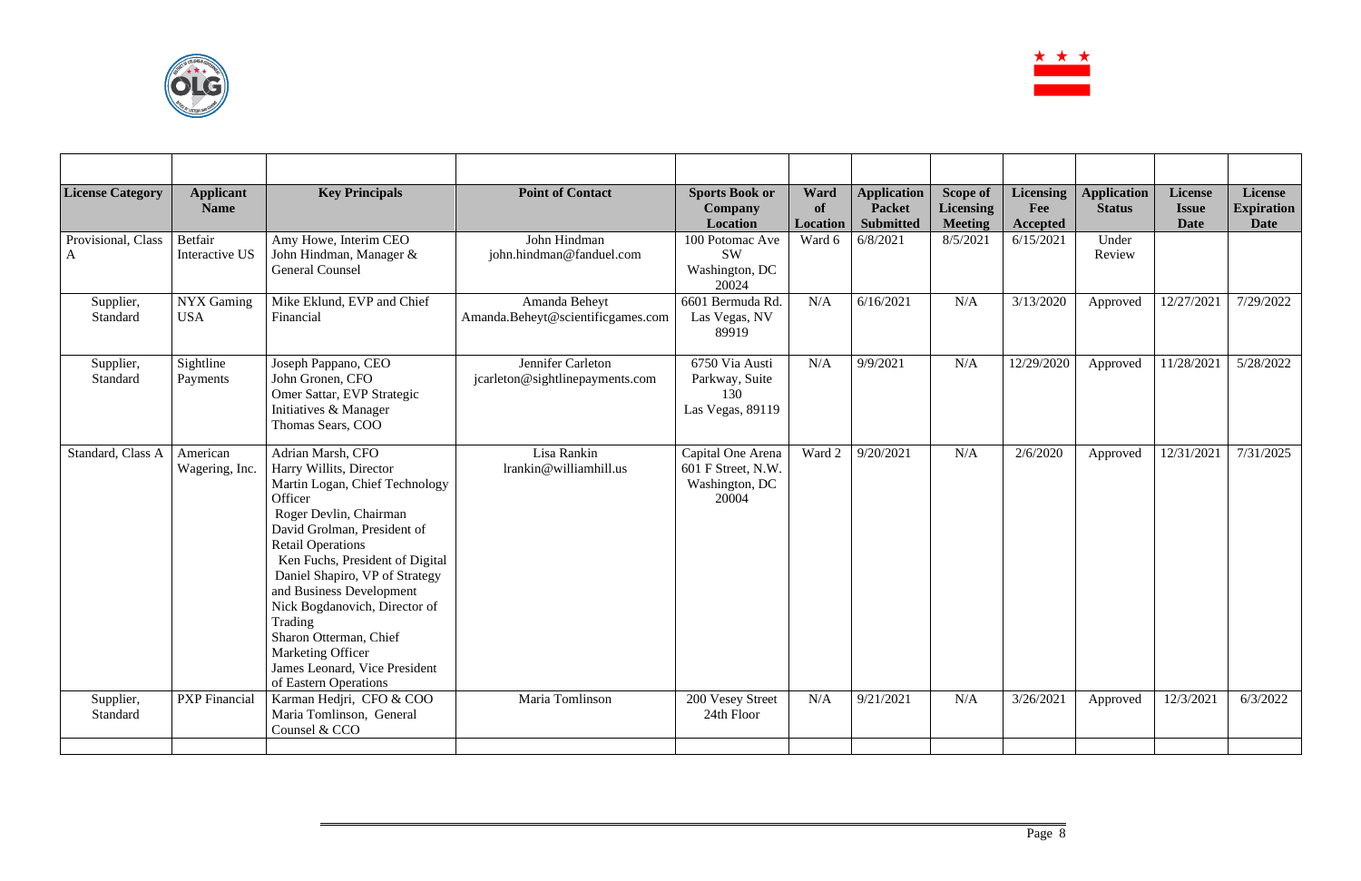| License Category | Applicant Name | Key Principals | Point of Contact | Sports Book or Company Location | Ward of Location | Application Packet Submitted | Scope of Licensing Meeting | Licensing Fee Accepted | Application Status | License Issue Date | License Expiration Date |
|---|---|---|---|---|---|---|---|---|---|---|---|
| Provisional, Class A | Betfair Interactive US | Amy Howe, Interim CEO<br>John Hindman, Manager & General Counsel | John Hindman<br>john.hindman@fanduel.com | 100 Potomac Ave SW<br>Washington, DC 20024 | Ward 6 | 6/8/2021 | 8/5/2021 | 6/15/2021 | Under Review | | |
| Supplier, Standard | NYX Gaming USA | Mike Eklund, EVP and Chief Financial | Amanda Beheyt<br>Amanda.Beheyt@scientificgames.com | 6601 Bermuda Rd.<br>Las Vegas, NV 89919 | N/A | 6/16/2021 | N/A | 3/13/2020 | Approved | 12/27/2021 | 7/29/2022 |
| Supplier, Standard | Sightline Payments | Joseph Pappano, CEO<br>John Gronen, CFO<br>Omer Sattar, EVP Strategic Initiatives & Manager<br>Thomas Sears, COO | Jennifer Carleton<br>jcarleton@sightlinepayments.com | 6750 Via Austi Parkway, Suite 130<br>Las Vegas, 89119 | N/A | 9/9/2021 | N/A | 12/29/2020 | Approved | 11/28/2021 | 5/28/2022 |
| Standard, Class A | American Wagering, Inc. | Adrian Marsh, CFO<br>Harry Willits, Director<br>Martin Logan, Chief Technology Officer<br>Roger Devlin, Chairman<br>David Grolman, President of Retail Operations<br>Ken Fuchs, President of Digital<br>Daniel Shapiro, VP of Strategy and Business Development<br>Nick Bogdanovich, Director of Trading<br>Sharon Otterman, Chief Marketing Officer<br>James Leonard, Vice President of Eastern Operations | Lisa Rankin<br>lrankin@williamhill.us | Capital One Arena<br>601 F Street, N.W.<br>Washington, DC 20004 | Ward 2 | 9/20/2021 | N/A | 2/6/2020 | Approved | 12/31/2021 | 7/31/2025 |
| Supplier, Standard | PXP Financial | Karman Hedjri, CFO & COO<br>Maria Tomlinson, General Counsel & CCO | Maria Tomlinson | 200 Vesey Street 24th Floor | N/A | 9/21/2021 | N/A | 3/26/2021 | Approved | 12/3/2021 | 6/3/2022 |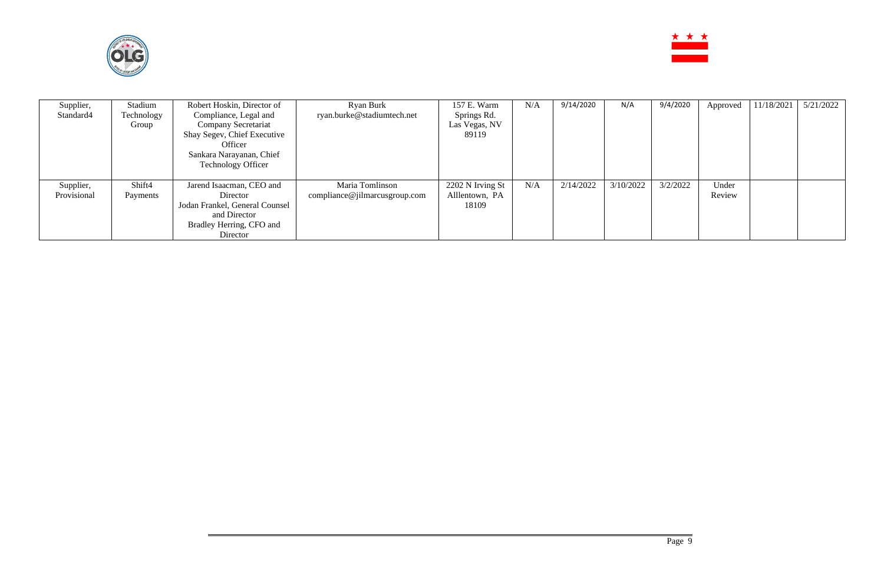| | | | | | | | | | | | |
|---|---|---|---|---|---|---|---|---|---|---|---|
| Supplier, Standard4 | Stadium Technology Group | Robert Hoskin, Director of Compliance, Legal and Company Secretariat<br>Shay Segev, Chief Executive Officer<br>Sankara Narayanan, Chief Technology Officer | Ryan Burk<br>ryan.burke@stadiumtech.net | 157 E. Warm Springs Rd. Las Vegas, NV 89119 | N/A | 9/14/2020 | N/A | 9/4/2020 | Approved | 11/18/2021 | 5/21/2022 |
| Supplier, Provisional | Shift4 Payments | Jarend Isaacman, CEO and Director<br>Jodan Frankel, General Counsel and Director<br>Bradley Herring, CFO and Director | Maria Tomlinson<br>compliance@jilmarcusgroup.com | 2202 N Irving St Alllentown, PA 18109 | N/A | 2/14/2022 | 3/10/2022 | 3/2/2022 | Under Review | | |